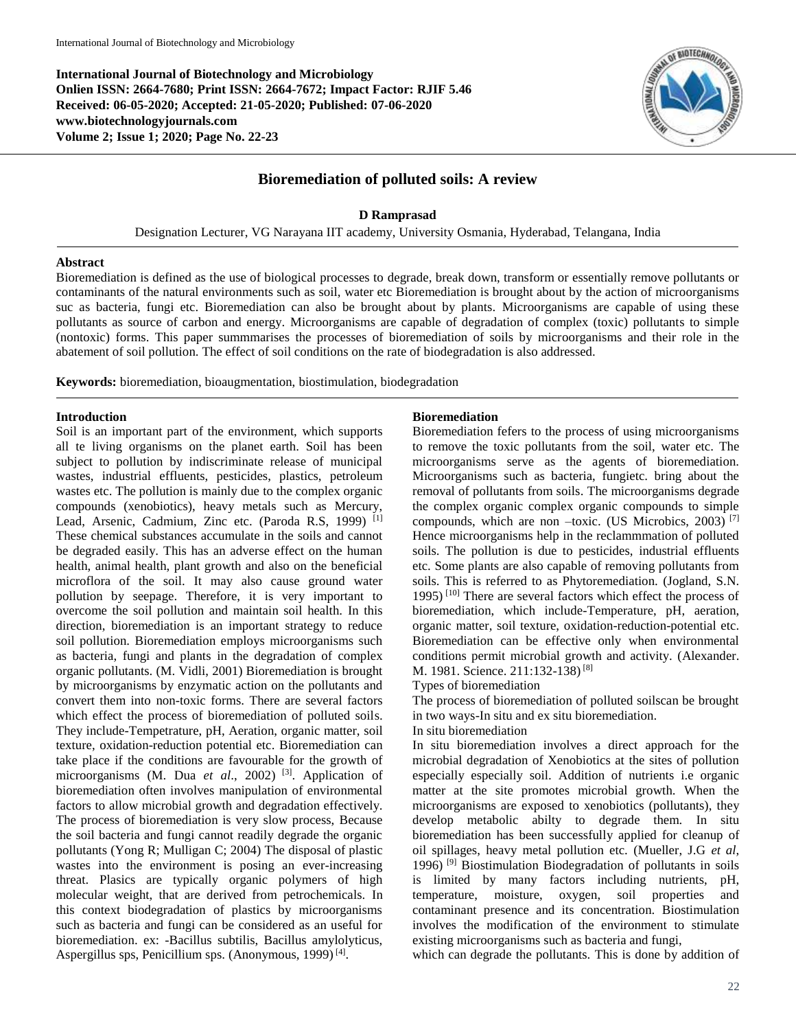**International Journal of Biotechnology and Microbiology**
**Onlien ISSN: 2664-7680; Print ISSN: 2664-7672; Impact Factor: RJIF 5.46**
**Received: 06-05-2020; Accepted: 21-05-2020; Published: 07-06-2020**
**www.biotechnologyjournals.com**
**Volume 2; Issue 1; 2020; Page No. 22-23**

# Bioremediation of polluted soils: A review

**D Ramprasad**

Designation Lecturer, VG Narayana IIT academy, University Osmania, Hyderabad, Telangana, India

## Abstract

Bioremediation is defined as the use of biological processes to degrade, break down, transform or essentially remove pollutants or contaminants of the natural environments such as soil, water etc Bioremediation is brought about by the action of microorganisms suc as bacteria, fungi etc. Bioremediation can also be brought about by plants. Microorganisms are capable of using these pollutants as source of carbon and energy. Microorganisms are capable of degradation of complex (toxic) pollutants to simple (nontoxic) forms. This paper summmarises the processes of bioremediation of soils by microorganisms and their role in the abatement of soil pollution. The effect of soil conditions on the rate of biodegradation is also addressed.

**Keywords:** bioremediation, bioaugmentation, biostimulation, biodegradation

## Introduction

Soil is an important part of the environment, which supports all te living organisms on the planet earth. Soil has been subject to pollution by indiscriminate release of municipal wastes, industrial effluents, pesticides, plastics, petroleum wastes etc. The pollution is mainly due to the complex organic compounds (xenobiotics), heavy metals such as Mercury, Lead, Arsenic, Cadmium, Zinc etc. (Paroda R.S, 1999) [1] These chemical substances accumulate in the soils and cannot be degraded easily. This has an adverse effect on the human health, animal health, plant growth and also on the beneficial microflora of the soil. It may also cause ground water pollution by seepage. Therefore, it is very important to overcome the soil pollution and maintain soil health. In this direction, bioremediation is an important strategy to reduce soil pollution. Bioremediation employs microorganisms such as bacteria, fungi and plants in the degradation of complex organic pollutants. (M. Vidli, 2001) Bioremediation is brought by microorganisms by enzymatic action on the pollutants and convert them into non-toxic forms. There are several factors which effect the process of bioremediation of polluted soils. They include-Tempetrature, pH, Aeration, organic matter, soil texture, oxidation-reduction potential etc. Bioremediation can take place if the conditions are favourable for the growth of microorganisms (M. Dua *et al*., 2002) [3]. Application of bioremediation often involves manipulation of environmental factors to allow microbial growth and degradation effectively. The process of bioremediation is very slow process, Because the soil bacteria and fungi cannot readily degrade the organic pollutants (Yong R; Mulligan C; 2004) The disposal of plastic wastes into the environment is posing an ever-increasing threat. Plasics are typically organic polymers of high molecular weight, that are derived from petrochemicals. In this context biodegradation of plastics by microorganisms such as bacteria and fungi can be considered as an useful for bioremediation. ex: -Bacillus subtilis, Bacillus amylolyticus, Aspergillus sps, Penicillium sps. (Anonymous, 1999) [4].

## Bioremediation

Bioremediation fefers to the process of using microorganisms to remove the toxic pollutants from the soil, water etc. The microorganisms serve as the agents of bioremediation. Microorganisms such as bacteria, fungietc. bring about the removal of pollutants from soils. The microorganisms degrade the complex organic complex organic compounds to simple compounds, which are non –toxic. (US Microbics, 2003) [7] Hence microorganisms help in the reclammmation of polluted soils. The pollution is due to pesticides, industrial effluents etc. Some plants are also capable of removing pollutants from soils. This is referred to as Phytoremediation. (Jogland, S.N. 1995) [10] There are several factors which effect the process of bioremediation, which include-Temperature, pH, aeration, organic matter, soil texture, oxidation-reduction-potential etc. Bioremediation can be effective only when environmental conditions permit microbial growth and activity. (Alexander. M. 1981. Science. 211:132-138) [8]

Types of bioremediation

The process of bioremediation of polluted soilscan be brought in two ways-In situ and ex situ bioremediation.

In situ bioremediation

In situ bioremediation involves a direct approach for the microbial degradation of Xenobiotics at the sites of pollution especially especially soil. Addition of nutrients i.e organic matter at the site promotes microbial growth. When the microorganisms are exposed to xenobiotics (pollutants), they develop metabolic abilty to degrade them. In situ bioremediation has been successfully applied for cleanup of oil spillages, heavy metal pollution etc. (Mueller, J.G *et al*, 1996) [9] Biostimulation Biodegradation of pollutants in soils is limited by many factors including nutrients, pH, temperature, moisture, oxygen, soil properties and contaminant presence and its concentration. Biostimulation involves the modification of the environment to stimulate existing microorganisms such as bacteria and fungi, which can degrade the pollutants. This is done by addition of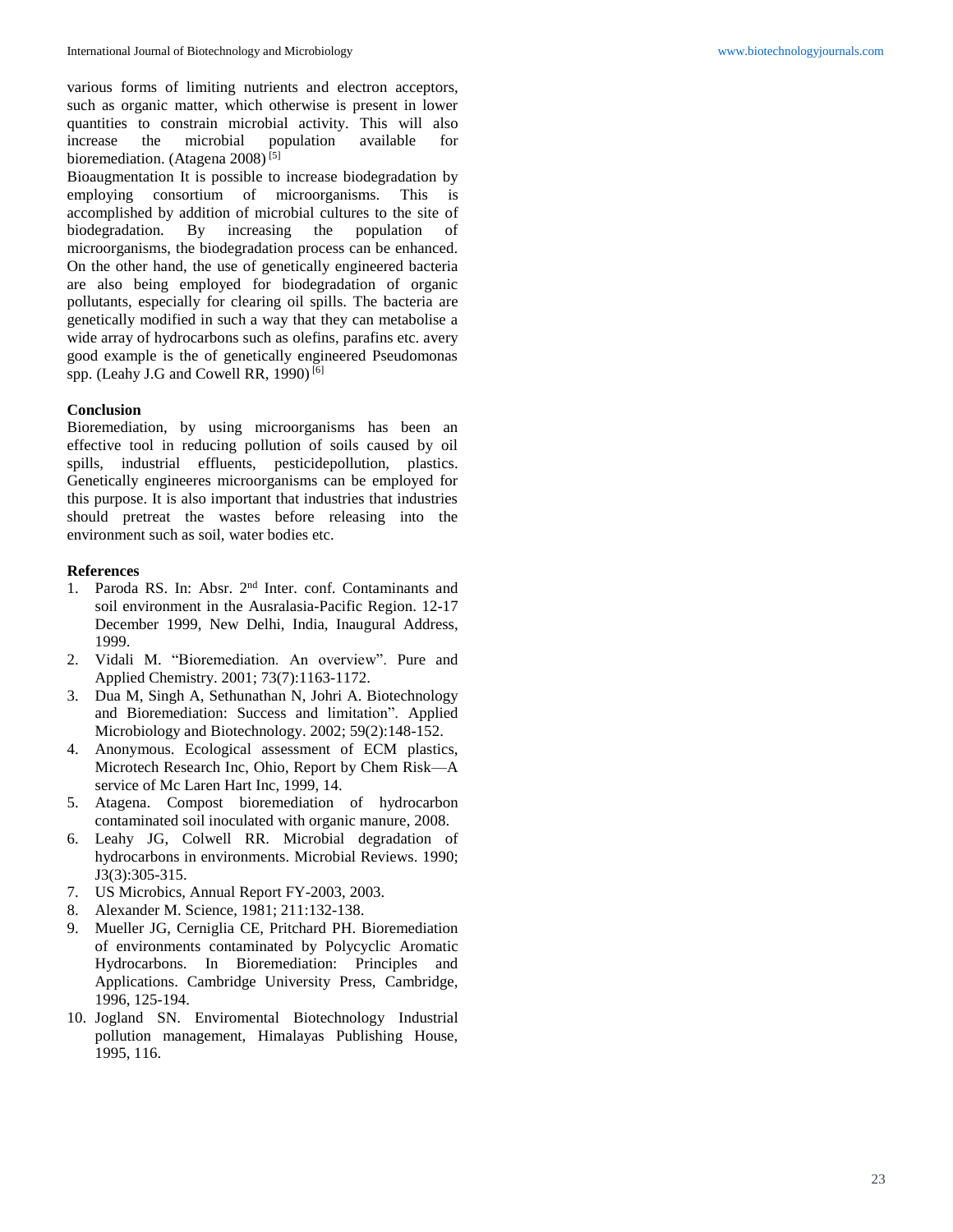various forms of limiting nutrients and electron acceptors, such as organic matter, which otherwise is present in lower quantities to constrain microbial activity. This will also increase the microbial population available for bioremediation. (Atagena 2008) [5]

Bioaugmentation It is possible to increase biodegradation by employing consortium of microorganisms. This is accomplished by addition of microbial cultures to the site of biodegradation. By increasing the population of microorganisms, the biodegradation process can be enhanced. On the other hand, the use of genetically engineered bacteria are also being employed for biodegradation of organic pollutants, especially for clearing oil spills. The bacteria are genetically modified in such a way that they can metabolise a wide array of hydrocarbons such as olefins, parafins etc. avery good example is the of genetically engineered Pseudomonas spp. (Leahy J.G and Cowell RR, 1990) [6]

## Conclusion

Bioremediation, by using microorganisms has been an effective tool in reducing pollution of soils caused by oil spills, industrial effluents, pesticidepollution, plastics. Genetically engineeres microorganisms can be employed for this purpose. It is also important that industries that industries should pretreat the wastes before releasing into the environment such as soil, water bodies etc.

## References

1. Paroda RS. In: Absr. 2nd Inter. conf. Contaminants and soil environment in the Ausralasia-Pacific Region. 12-17 December 1999, New Delhi, India, Inaugural Address, 1999.
2. Vidali M. "Bioremediation. An overview". Pure and Applied Chemistry. 2001; 73(7):1163-1172.
3. Dua M, Singh A, Sethunathan N, Johri A. Biotechnology and Bioremediation: Success and limitation". Applied Microbiology and Biotechnology. 2002; 59(2):148-152.
4. Anonymous. Ecological assessment of ECM plastics, Microtech Research Inc, Ohio, Report by Chem Risk—A service of Mc Laren Hart Inc, 1999, 14.
5. Atagena. Compost bioremediation of hydrocarbon contaminated soil inoculated with organic manure, 2008.
6. Leahy JG, Colwell RR. Microbial degradation of hydrocarbons in environments. Microbial Reviews. 1990; J3(3):305-315.
7. US Microbics, Annual Report FY-2003, 2003.
8. Alexander M. Science, 1981; 211:132-138.
9. Mueller JG, Cerniglia CE, Pritchard PH. Bioremediation of environments contaminated by Polycyclic Aromatic Hydrocarbons. In Bioremediation: Principles and Applications. Cambridge University Press, Cambridge, 1996, 125-194.
10. Jogland SN. Enviromental Biotechnology Industrial pollution management, Himalayas Publishing House, 1995, 116.